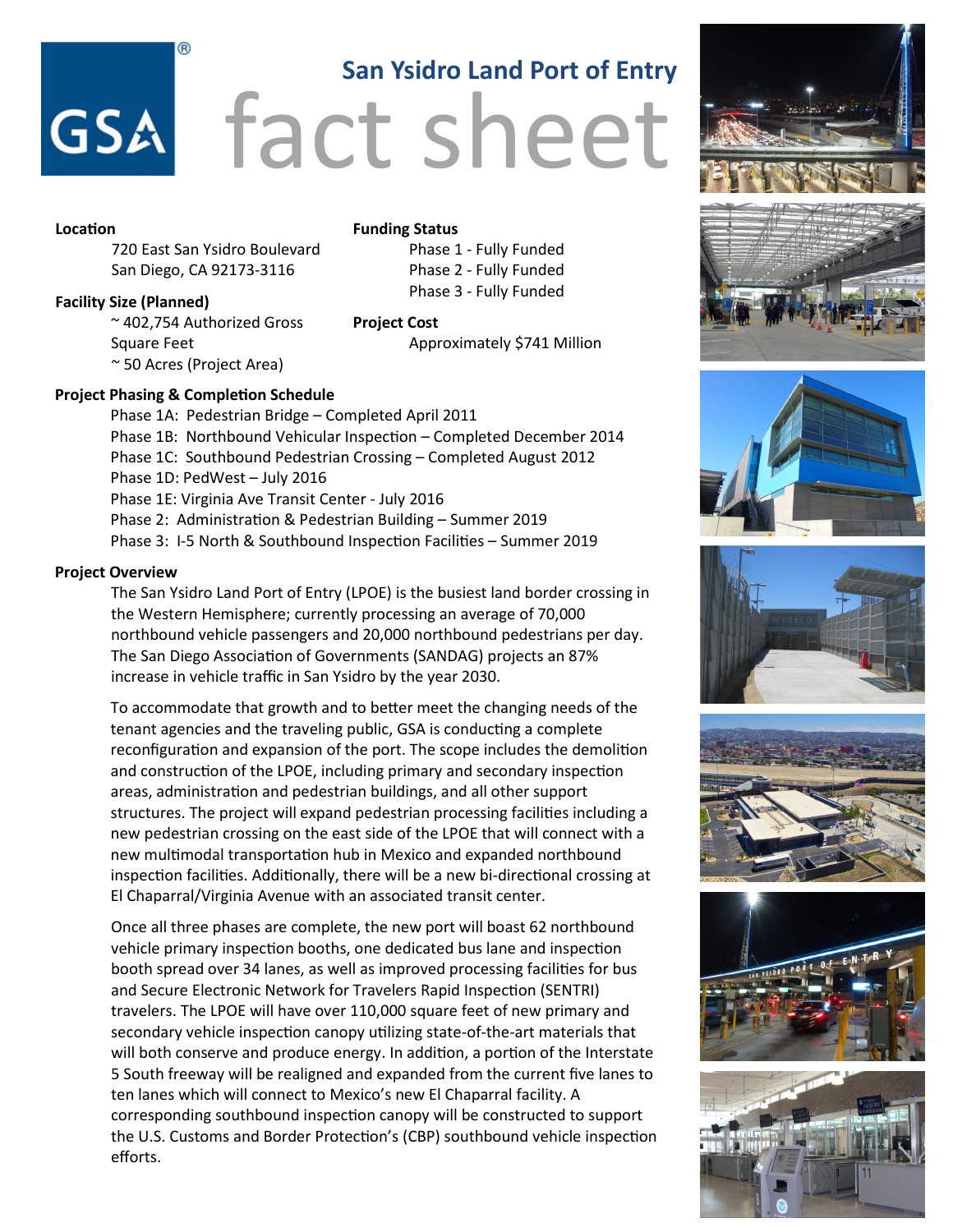# San Ysidro Land Port of Entry fact sheet

**Location**

720 East San Ysidro Boulevard
San Diego, CA 92173-3116

**Facility Size (Planned)**

~ 402,754 Authorized Gross Square Feet
~ 50 Acres (Project Area)

**Funding Status**

Phase 1 - Fully Funded
Phase 2 - Fully Funded
Phase 3 - Fully Funded

**Project Cost**

Approximately $741 Million

**Project Phasing & Completion Schedule**

Phase 1A: Pedestrian Bridge – Completed April 2011
Phase 1B: Northbound Vehicular Inspection – Completed December 2014
Phase 1C: Southbound Pedestrian Crossing – Completed August 2012
Phase 1D: PedWest – July 2016
Phase 1E: Virginia Ave Transit Center - July 2016
Phase 2: Administration & Pedestrian Building – Summer 2019
Phase 3: I-5 North & Southbound Inspection Facilities – Summer 2019

**Project Overview**

The San Ysidro Land Port of Entry (LPOE) is the busiest land border crossing in the Western Hemisphere; currently processing an average of 70,000 northbound vehicle passengers and 20,000 northbound pedestrians per day. The San Diego Association of Governments (SANDAG) projects an 87% increase in vehicle traffic in San Ysidro by the year 2030.

To accommodate that growth and to better meet the changing needs of the tenant agencies and the traveling public, GSA is conducting a complete reconfiguration and expansion of the port. The scope includes the demolition and construction of the LPOE, including primary and secondary inspection areas, administration and pedestrian buildings, and all other support structures. The project will expand pedestrian processing facilities including a new pedestrian crossing on the east side of the LPOE that will connect with a new multimodal transportation hub in Mexico and expanded northbound inspection facilities. Additionally, there will be a new bi-directional crossing at El Chaparral/Virginia Avenue with an associated transit center.

Once all three phases are complete, the new port will boast 62 northbound vehicle primary inspection booths, one dedicated bus lane and inspection booth spread over 34 lanes, as well as improved processing facilities for bus and Secure Electronic Network for Travelers Rapid Inspection (SENTRI) travelers. The LPOE will have over 110,000 square feet of new primary and secondary vehicle inspection canopy utilizing state-of-the-art materials that will both conserve and produce energy. In addition, a portion of the Interstate 5 South freeway will be realigned and expanded from the current five lanes to ten lanes which will connect to Mexico's new El Chaparral facility. A corresponding southbound inspection canopy will be constructed to support the U.S. Customs and Border Protection's (CBP) southbound vehicle inspection efforts.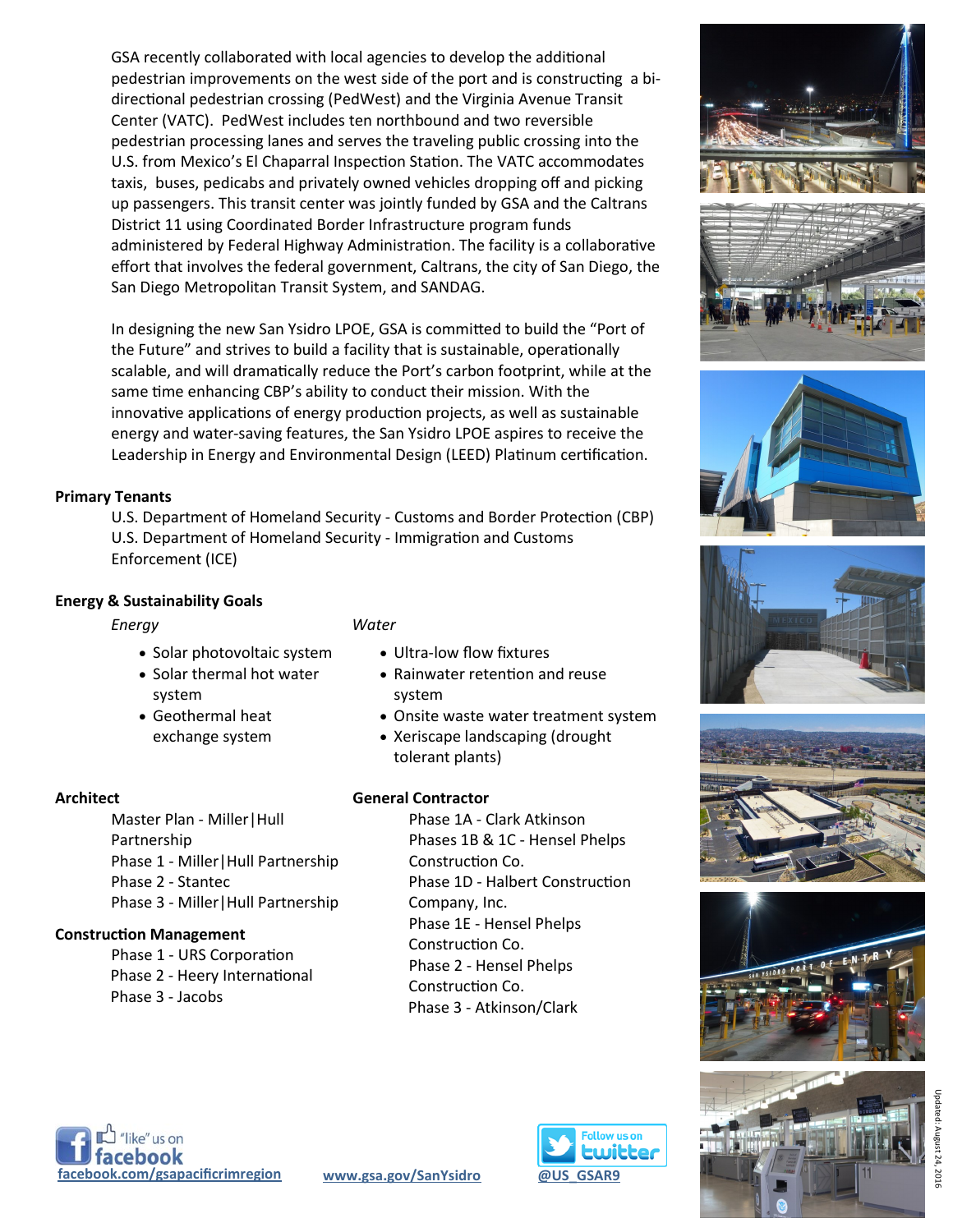GSA recently collaborated with local agencies to develop the additional pedestrian improvements on the west side of the port and is constructing a bi-directional pedestrian crossing (PedWest) and the Virginia Avenue Transit Center (VATC). PedWest includes ten northbound and two reversible pedestrian processing lanes and serves the traveling public crossing into the U.S. from Mexico's El Chaparral Inspection Station. The VATC accommodates taxis, buses, pedicabs and privately owned vehicles dropping off and picking up passengers. This transit center was jointly funded by GSA and the Caltrans District 11 using Coordinated Border Infrastructure program funds administered by Federal Highway Administration. The facility is a collaborative effort that involves the federal government, Caltrans, the city of San Diego, the San Diego Metropolitan Transit System, and SANDAG.

In designing the new San Ysidro LPOE, GSA is committed to build the "Port of the Future" and strives to build a facility that is sustainable, operationally scalable, and will dramatically reduce the Port's carbon footprint, while at the same time enhancing CBP's ability to conduct their mission. With the innovative applications of energy production projects, as well as sustainable energy and water-saving features, the San Ysidro LPOE aspires to receive the Leadership in Energy and Environmental Design (LEED) Platinum certification.

**Primary Tenants**

U.S. Department of Homeland Security - Customs and Border Protection (CBP)
U.S. Department of Homeland Security - Immigration and Customs Enforcement (ICE)

**Energy & Sustainability Goals**

*Energy*

- Solar photovoltaic system
- Solar thermal hot water system
- Geothermal heat exchange system

*Water*

- Ultra-low flow fixtures
- Rainwater retention and reuse system
- Onsite waste water treatment system
- Xeriscape landscaping (drought tolerant plants)

**Architect**

Master Plan - Miller|Hull Partnership
Phase 1 - Miller|Hull Partnership
Phase 2 - Stantec
Phase 3 - Miller|Hull Partnership

**Construction Management**

Phase 1 - URS Corporation
Phase 2 - Heery International
Phase 3 - Jacobs

**General Contractor**

Phase 1A - Clark Atkinson
Phases 1B & 1C - Hensel Phelps Construction Co.
Phase 1D - Halbert Construction Company, Inc.
Phase 1E - Hensel Phelps Construction Co.
Phase 2 - Hensel Phelps Construction Co.
Phase 3 - Atkinson/Clark

"like" us on facebook
facebook.com/gsapacificrimregion

www.gsa.gov/SanYsidro

Follow us on twitter
@US_GSAR9

Updated: August 24, 2016